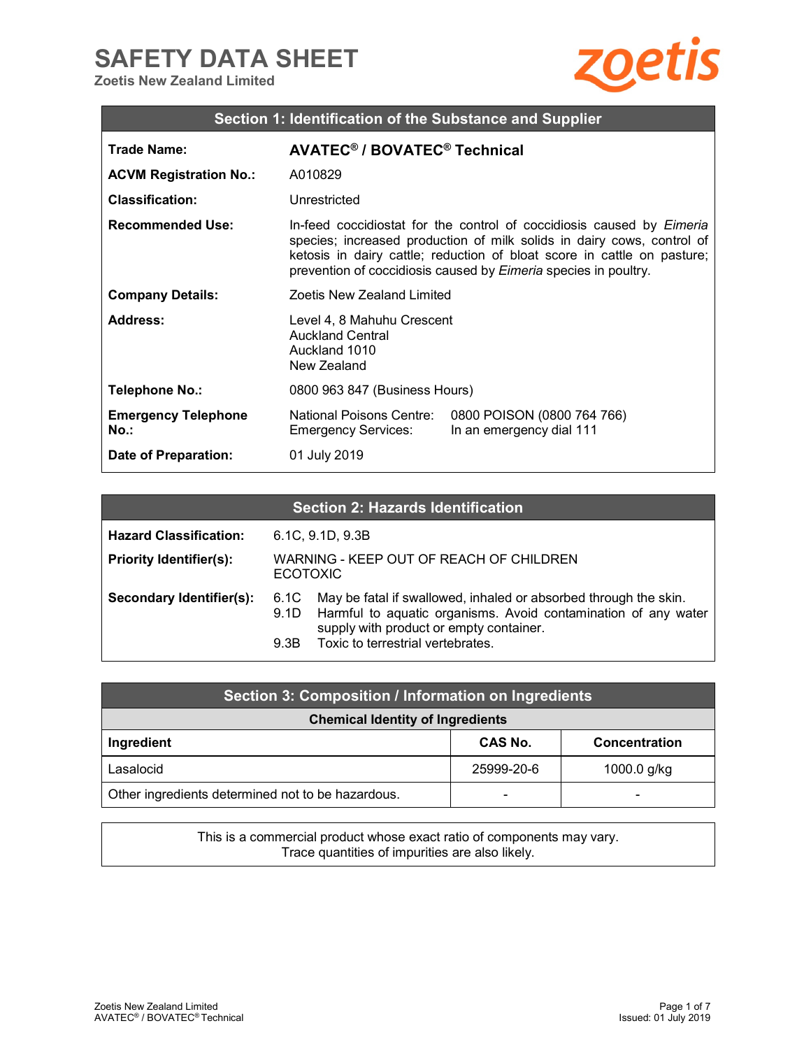# SAFETY DATA SHEET

**Zoetis New Zealand Limited**

## Section 1: Identification of the Substance and Supplier

| | |
|---|---|
| **Trade Name:** | **AVATEC® / BOVATEC® Technical** |
| **ACVM Registration No.:** | A010829 |
| **Classification:** | Unrestricted |
| **Recommended Use:** | In-feed coccidiostat for the control of coccidiosis caused by *Eimeria* species; increased production of milk solids in dairy cows, control of ketosis in dairy cattle; reduction of bloat score in cattle on pasture; prevention of coccidiosis caused by *Eimeria* species in poultry. |
| **Company Details:** | Zoetis New Zealand Limited |
| **Address:** | Level 4, 8 Mahuhu Crescent<br>Auckland Central<br>Auckland 1010<br>New Zealand |
| **Telephone No.:** | 0800 963 847 (Business Hours) |
| **Emergency Telephone No.:** | National Poisons Centre: 0800 POISON (0800 764 766)<br>Emergency Services: In an emergency dial 111 |
| **Date of Preparation:** | 01 July 2019 |

## Section 2: Hazards Identification

| | |
|---|---|
| **Hazard Classification:** | 6.1C, 9.1D, 9.3B |
| **Priority Identifier(s):** | WARNING - KEEP OUT OF REACH OF CHILDREN<br>ECOTOXIC |
| **Secondary Identifier(s):** | 6.1C May be fatal if swallowed, inhaled or absorbed through the skin.<br>9.1D Harmful to aquatic organisms. Avoid contamination of any water supply with product or empty container.<br>9.3B Toxic to terrestrial vertebrates. |

## Section 3: Composition / Information on Ingredients

**Chemical Identity of Ingredients**

| Ingredient | CAS No. | Concentration |
|---|---|---|
| Lasalocid | 25999-20-6 | 1000.0 g/kg |
| Other ingredients determined not to be hazardous. | - | - |

This is a commercial product whose exact ratio of components may vary.
Trace quantities of impurities are also likely.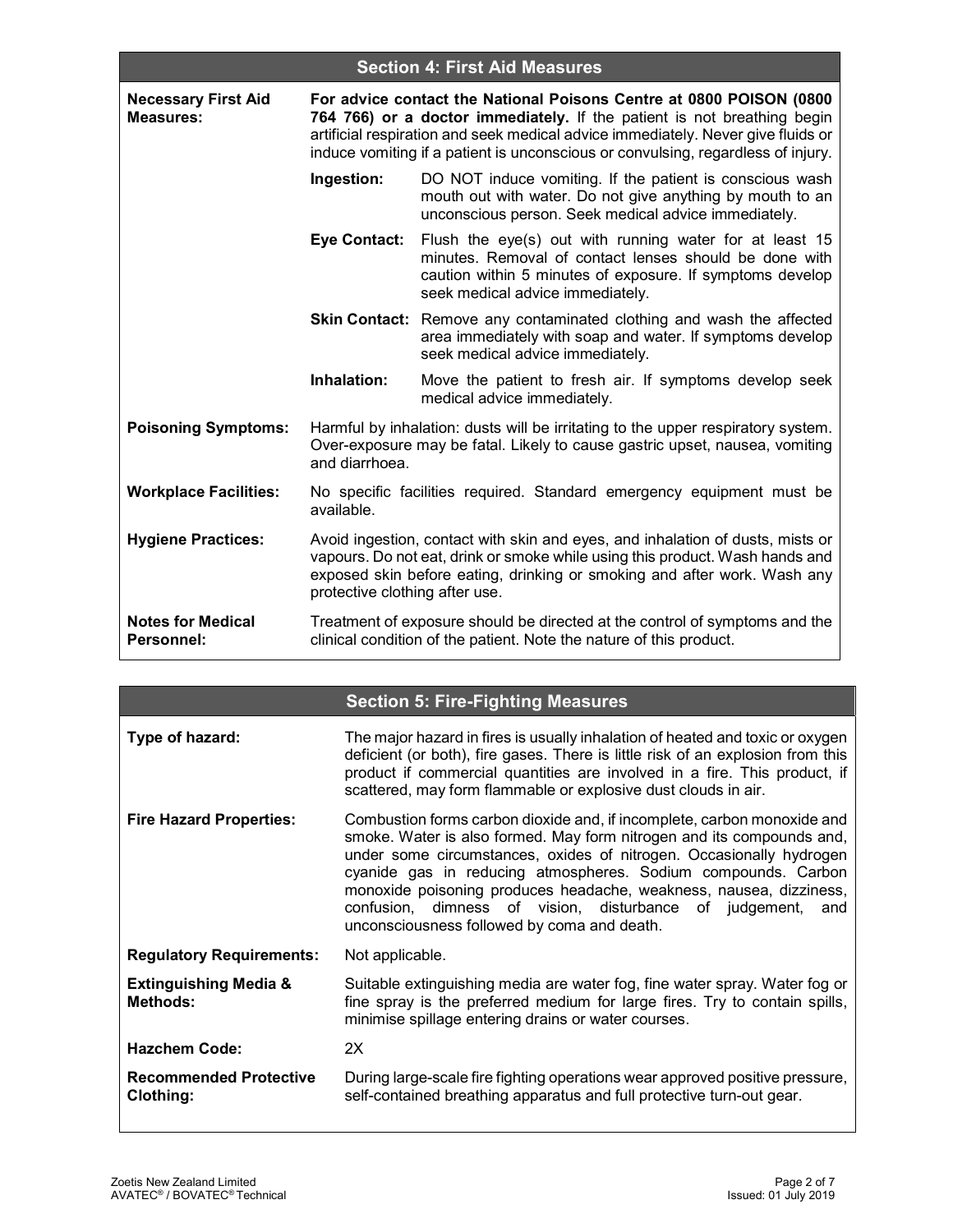## Section 4: First Aid Measures

| | | |
|---|---|---|
| **Necessary First Aid Measures:** | **For advice contact the National Poisons Centre at 0800 POISON (0800 764 766) or a doctor immediately.** If the patient is not breathing begin artificial respiration and seek medical advice immediately. Never give fluids or induce vomiting if a patient is unconscious or convulsing, regardless of injury. | |
| | **Ingestion:** | DO NOT induce vomiting. If the patient is conscious wash mouth out with water. Do not give anything by mouth to an unconscious person. Seek medical advice immediately. |
| | **Eye Contact:** | Flush the eye(s) out with running water for at least 15 minutes. Removal of contact lenses should be done with caution within 5 minutes of exposure. If symptoms develop seek medical advice immediately. |
| | **Skin Contact:** | Remove any contaminated clothing and wash the affected area immediately with soap and water. If symptoms develop seek medical advice immediately. |
| | **Inhalation:** | Move the patient to fresh air. If symptoms develop seek medical advice immediately. |
| **Poisoning Symptoms:** | Harmful by inhalation: dusts will be irritating to the upper respiratory system. Over-exposure may be fatal. Likely to cause gastric upset, nausea, vomiting and diarrhoea. | |
| **Workplace Facilities:** | No specific facilities required. Standard emergency equipment must be available. | |
| **Hygiene Practices:** | Avoid ingestion, contact with skin and eyes, and inhalation of dusts, mists or vapours. Do not eat, drink or smoke while using this product. Wash hands and exposed skin before eating, drinking or smoking and after work. Wash any protective clothing after use. | |
| **Notes for Medical Personnel:** | Treatment of exposure should be directed at the control of symptoms and the clinical condition of the patient. Note the nature of this product. | |

## Section 5: Fire-Fighting Measures

| | |
|---|---|
| **Type of hazard:** | The major hazard in fires is usually inhalation of heated and toxic or oxygen deficient (or both), fire gases. There is little risk of an explosion from this product if commercial quantities are involved in a fire. This product, if scattered, may form flammable or explosive dust clouds in air. |
| **Fire Hazard Properties:** | Combustion forms carbon dioxide and, if incomplete, carbon monoxide and smoke. Water is also formed. May form nitrogen and its compounds and, under some circumstances, oxides of nitrogen. Occasionally hydrogen cyanide gas in reducing atmospheres. Sodium compounds. Carbon monoxide poisoning produces headache, weakness, nausea, dizziness, confusion, dimness of vision, disturbance of judgement, and unconsciousness followed by coma and death. |
| **Regulatory Requirements:** | Not applicable. |
| **Extinguishing Media & Methods:** | Suitable extinguishing media are water fog, fine water spray. Water fog or fine spray is the preferred medium for large fires. Try to contain spills, minimise spillage entering drains or water courses. |
| **Hazchem Code:** | 2X |
| **Recommended Protective Clothing:** | During large-scale fire fighting operations wear approved positive pressure, self-contained breathing apparatus and full protective turn-out gear. |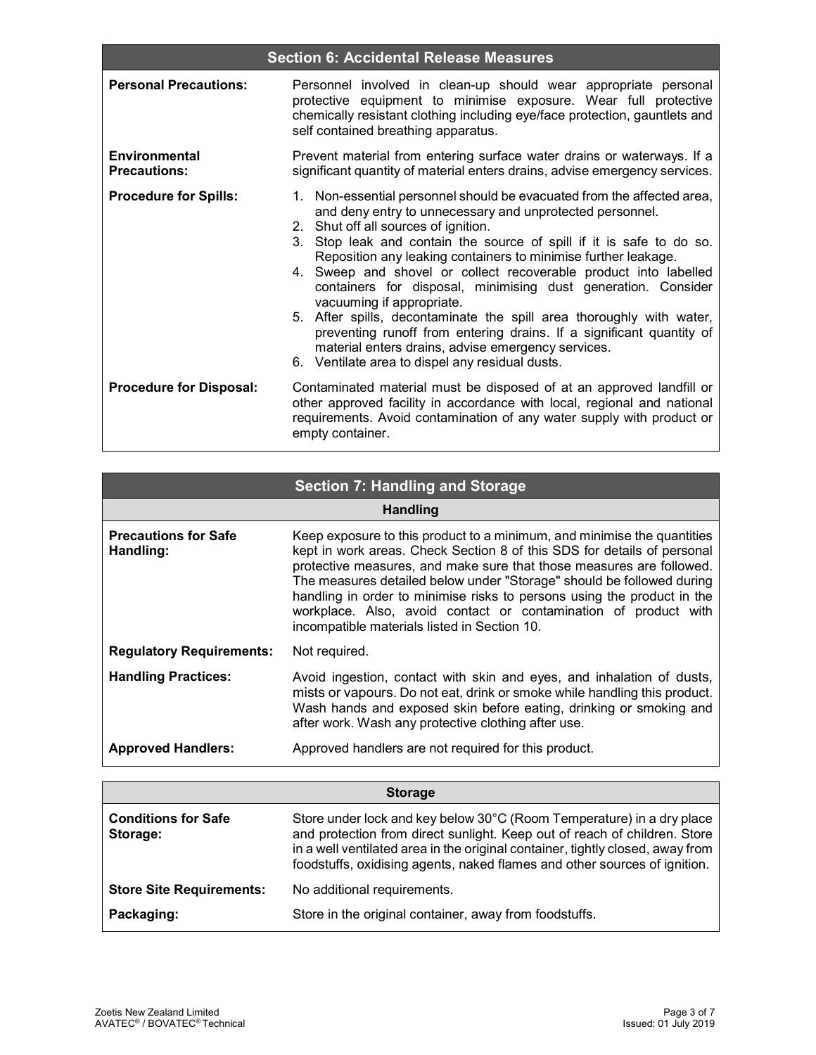## Section 6: Accidental Release Measures

| | |
|---|---|
| **Personal Precautions:** | Personnel involved in clean-up should wear appropriate personal protective equipment to minimise exposure. Wear full protective chemically resistant clothing including eye/face protection, gauntlets and self contained breathing apparatus. |
| **Environmental Precautions:** | Prevent material from entering surface water drains or waterways. If a significant quantity of material enters drains, advise emergency services. |
| **Procedure for Spills:** | 1. Non-essential personnel should be evacuated from the affected area, and deny entry to unnecessary and unprotected personnel.<br>2. Shut off all sources of ignition.<br>3. Stop leak and contain the source of spill if it is safe to do so. Reposition any leaking containers to minimise further leakage.<br>4. Sweep and shovel or collect recoverable product into labelled containers for disposal, minimising dust generation. Consider vacuuming if appropriate.<br>5. After spills, decontaminate the spill area thoroughly with water, preventing runoff from entering drains. If a significant quantity of material enters drains, advise emergency services.<br>6. Ventilate area to dispel any residual dusts. |
| **Procedure for Disposal:** | Contaminated material must be disposed of at an approved landfill or other approved facility in accordance with local, regional and national requirements. Avoid contamination of any water supply with product or empty container. |

## Section 7: Handling and Storage

### Handling

| | |
|---|---|
| **Precautions for Safe Handling:** | Keep exposure to this product to a minimum, and minimise the quantities kept in work areas. Check Section 8 of this SDS for details of personal protective measures, and make sure that those measures are followed. The measures detailed below under "Storage" should be followed during handling in order to minimise risks to persons using the product in the workplace. Also, avoid contact or contamination of product with incompatible materials listed in Section 10. |
| **Regulatory Requirements:** | Not required. |
| **Handling Practices:** | Avoid ingestion, contact with skin and eyes, and inhalation of dusts, mists or vapours. Do not eat, drink or smoke while handling this product. Wash hands and exposed skin before eating, drinking or smoking and after work. Wash any protective clothing after use. |
| **Approved Handlers:** | Approved handlers are not required for this product. |

### Storage

| | |
|---|---|
| **Conditions for Safe Storage:** | Store under lock and key below 30°C (Room Temperature) in a dry place and protection from direct sunlight. Keep out of reach of children. Store in a well ventilated area in the original container, tightly closed, away from foodstuffs, oxidising agents, naked flames and other sources of ignition. |
| **Store Site Requirements:** | No additional requirements. |
| **Packaging:** | Store in the original container, away from foodstuffs. |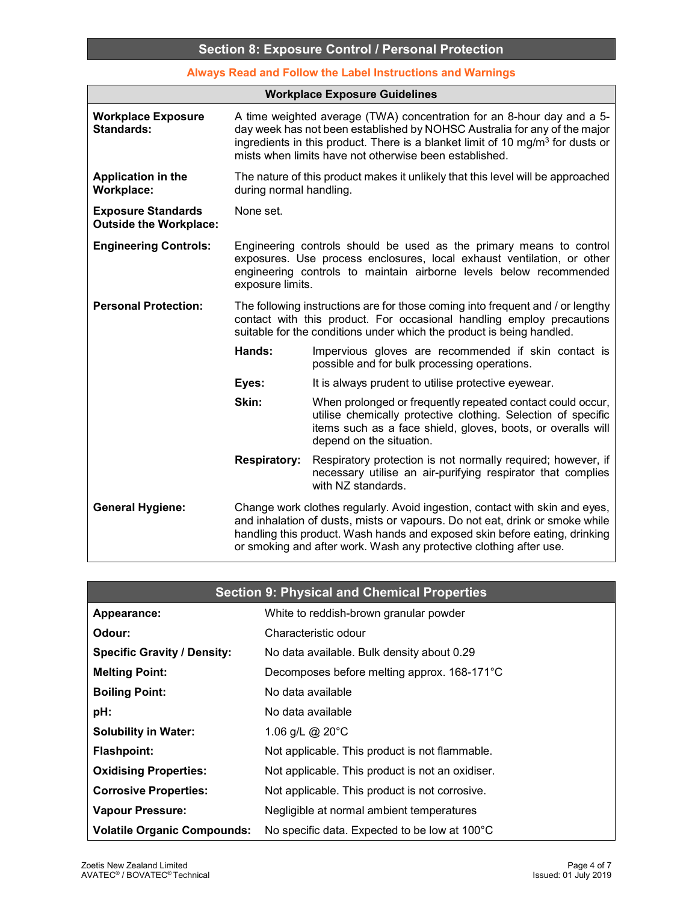## Section 8: Exposure Control / Personal Protection

**Always Read and Follow the Label Instructions and Warnings**

### Workplace Exposure Guidelines

**Workplace Exposure Standards:** A time weighted average (TWA) concentration for an 8-hour day and a 5-day week has not been established by NOHSC Australia for any of the major ingredients in this product. There is a blanket limit of 10 mg/m$^3$ for dusts or mists when limits have not otherwise been established.

**Application in the Workplace:** The nature of this product makes it unlikely that this level will be approached during normal handling.

**Exposure Standards Outside the Workplace:** None set.

**Engineering Controls:** Engineering controls should be used as the primary means to control exposures. Use process enclosures, local exhaust ventilation, or other engineering controls to maintain airborne levels below recommended exposure limits.

**Personal Protection:** The following instructions are for those coming into frequent and / or lengthy contact with this product. For occasional handling employ precautions suitable for the conditions under which the product is being handled.

- **Hands:** Impervious gloves are recommended if skin contact is possible and for bulk processing operations.
- **Eyes:** It is always prudent to utilise protective eyewear.
- **Skin:** When prolonged or frequently repeated contact could occur, utilise chemically protective clothing. Selection of specific items such as a face shield, gloves, boots, or overalls will depend on the situation.
- **Respiratory:** Respiratory protection is not normally required; however, if necessary utilise an air-purifying respirator that complies with NZ standards.

**General Hygiene:** Change work clothes regularly. Avoid ingestion, contact with skin and eyes, and inhalation of dusts, mists or vapours. Do not eat, drink or smoke while handling this product. Wash hands and exposed skin before eating, drinking or smoking and after work. Wash any protective clothing after use.

## Section 9: Physical and Chemical Properties

| Property | Value |
|---|---|
| **Appearance:** | White to reddish-brown granular powder |
| **Odour:** | Characteristic odour |
| **Specific Gravity / Density:** | No data available. Bulk density about 0.29 |
| **Melting Point:** | Decomposes before melting approx. 168-171°C |
| **Boiling Point:** | No data available |
| **pH:** | No data available |
| **Solubility in Water:** | 1.06 g/L @ 20°C |
| **Flashpoint:** | Not applicable. This product is not flammable. |
| **Oxidising Properties:** | Not applicable. This product is not an oxidiser. |
| **Corrosive Properties:** | Not applicable. This product is not corrosive. |
| **Vapour Pressure:** | Negligible at normal ambient temperatures |
| **Volatile Organic Compounds:** | No specific data. Expected to be low at 100°C |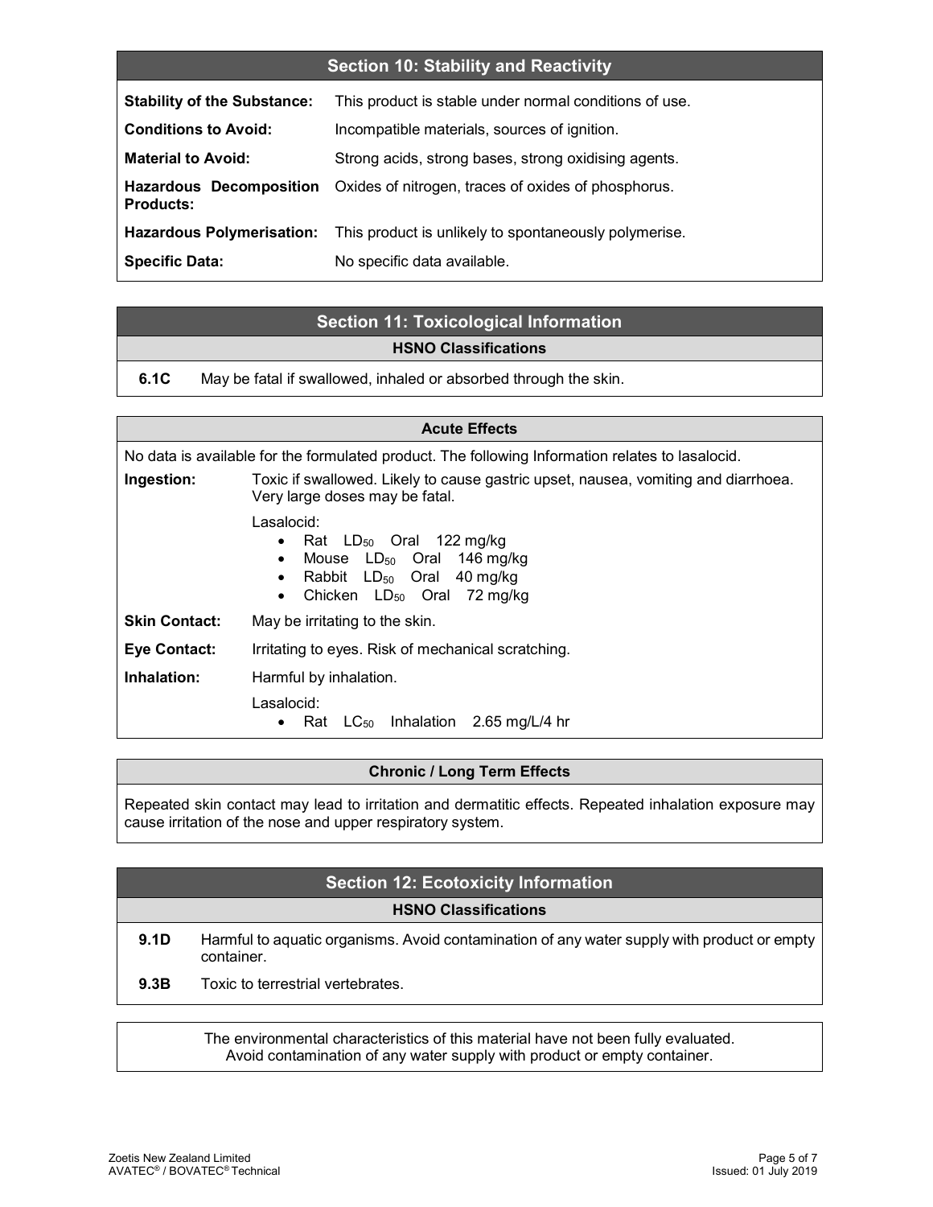## Section 10: Stability and Reactivity

| | |
|---|---|
| **Stability of the Substance:** | This product is stable under normal conditions of use. |
| **Conditions to Avoid:** | Incompatible materials, sources of ignition. |
| **Material to Avoid:** | Strong acids, strong bases, strong oxidising agents. |
| **Hazardous Decomposition Products:** | Oxides of nitrogen, traces of oxides of phosphorus. |
| **Hazardous Polymerisation:** | This product is unlikely to spontaneously polymerise. |
| **Specific Data:** | No specific data available. |

## Section 11: Toxicological Information

### HSNO Classifications

| | |
|---|---|
| **6.1C** | May be fatal if swallowed, inhaled or absorbed through the skin. |

### Acute Effects

No data is available for the formulated product. The following Information relates to lasalocid.

**Ingestion:** Toxic if swallowed. Likely to cause gastric upset, nausea, vomiting and diarrhoea. Very large doses may be fatal.

Lasalocid:

- Rat $LD_{50}$ Oral 122 mg/kg
- Mouse $LD_{50}$ Oral 146 mg/kg
- Rabbit $LD_{50}$ Oral 40 mg/kg
- Chicken $LD_{50}$ Oral 72 mg/kg

**Skin Contact:** May be irritating to the skin.

**Eye Contact:** Irritating to eyes. Risk of mechanical scratching.

**Inhalation:** Harmful by inhalation.

Lasalocid:

- Rat $LC_{50}$ Inhalation 2.65 mg/L/4 hr

### Chronic / Long Term Effects

Repeated skin contact may lead to irritation and dermatitic effects. Repeated inhalation exposure may cause irritation of the nose and upper respiratory system.

## Section 12: Ecotoxicity Information

### HSNO Classifications

| | |
|---|---|
| **9.1D** | Harmful to aquatic organisms. Avoid contamination of any water supply with product or empty container. |
| **9.3B** | Toxic to terrestrial vertebrates. |

The environmental characteristics of this material have not been fully evaluated.
Avoid contamination of any water supply with product or empty container.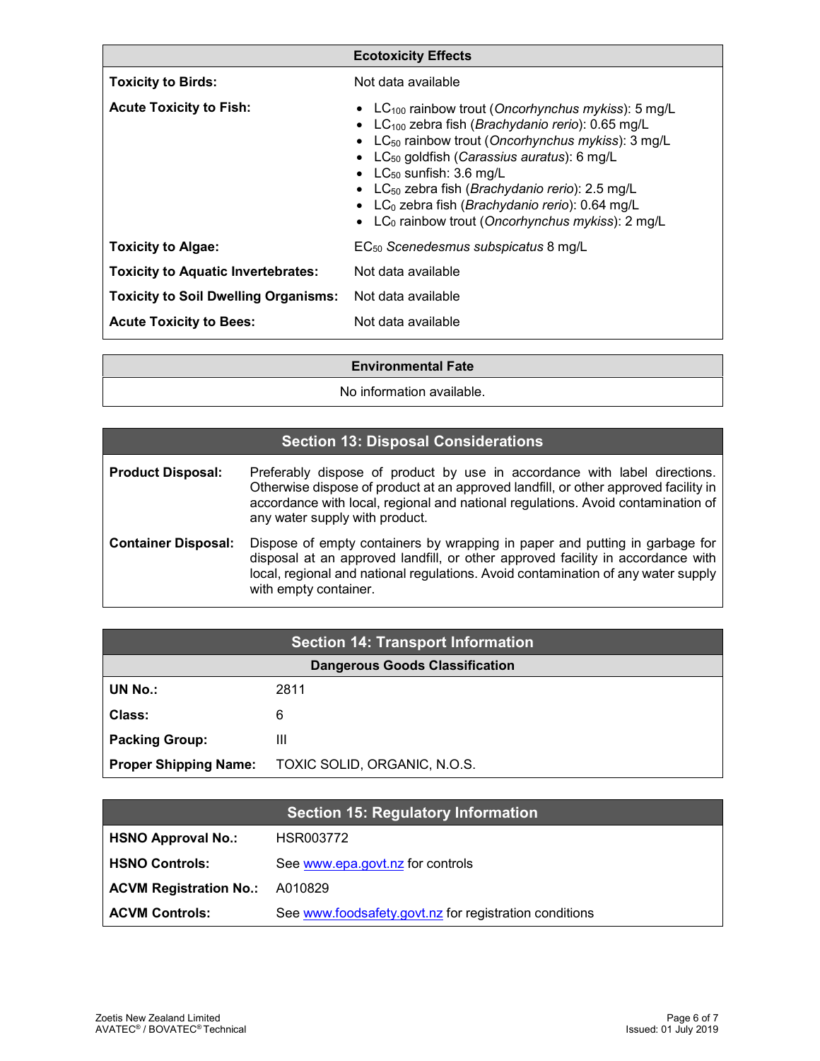| Ecotoxicity Effects | |
|---|---|
| **Toxicity to Birds:** | Not data available |
| **Acute Toxicity to Fish:** | • $LC_{100}$ rainbow trout (*Oncorhynchus mykiss*): 5 mg/L<br>• $LC_{100}$ zebra fish (*Brachydanio rerio*): 0.65 mg/L<br>• $LC_{50}$ rainbow trout (*Oncorhynchus mykiss*): 3 mg/L<br>• $LC_{50}$ goldfish (*Carassius auratus*): 6 mg/L<br>• $LC_{50}$ sunfish: 3.6 mg/L<br>• $LC_{50}$ zebra fish (*Brachydanio rerio*): 2.5 mg/L<br>• $LC_{0}$ zebra fish (*Brachydanio rerio*): 0.64 mg/L<br>• $LC_{0}$ rainbow trout (*Oncorhynchus mykiss*): 2 mg/L |
| **Toxicity to Algae:** | $EC_{50}$ *Scenedesmus subspicatus* 8 mg/L |
| **Toxicity to Aquatic Invertebrates:** | Not data available |
| **Toxicity to Soil Dwelling Organisms:** | Not data available |
| **Acute Toxicity to Bees:** | Not data available |

| Environmental Fate |
|---|
| No information available. |

## Section 13: Disposal Considerations

| | |
|---|---|
| **Product Disposal:** | Preferably dispose of product by use in accordance with label directions. Otherwise dispose of product at an approved landfill, or other approved facility in accordance with local, regional and national regulations. Avoid contamination of any water supply with product. |
| **Container Disposal:** | Dispose of empty containers by wrapping in paper and putting in garbage for disposal at an approved landfill, or other approved facility in accordance with local, regional and national regulations. Avoid contamination of any water supply with empty container. |

## Section 14: Transport Information

| Dangerous Goods Classification | |
|---|---|
| **UN No.:** | 2811 |
| **Class:** | 6 |
| **Packing Group:** | III |
| **Proper Shipping Name:** | TOXIC SOLID, ORGANIC, N.O.S. |

## Section 15: Regulatory Information

| | |
|---|---|
| **HSNO Approval No.:** | HSR003772 |
| **HSNO Controls:** | See www.epa.govt.nz for controls |
| **ACVM Registration No.:** | A010829 |
| **ACVM Controls:** | See www.foodsafety.govt.nz for registration conditions |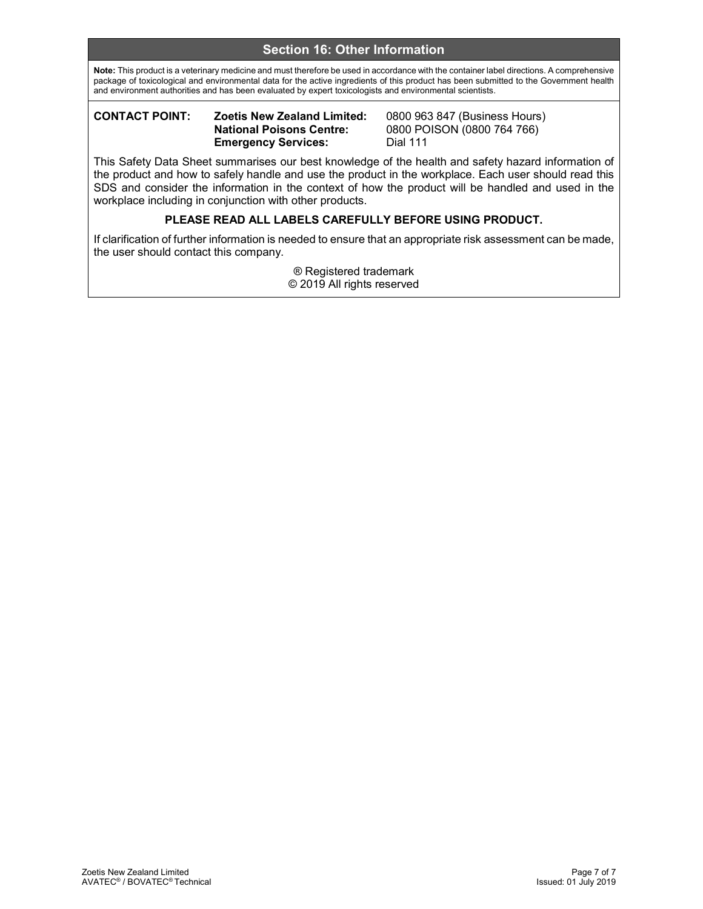## Section 16: Other Information

**Note:** This product is a veterinary medicine and must therefore be used in accordance with the container label directions. A comprehensive package of toxicological and environmental data for the active ingredients of this product has been submitted to the Government health and environment authorities and has been evaluated by expert toxicologists and environmental scientists.

| | | |
|---|---|---|
| **CONTACT POINT:** | **Zoetis New Zealand Limited:** | 0800 963 847 (Business Hours) |
| | **National Poisons Centre:** | 0800 POISON (0800 764 766) |
| | **Emergency Services:** | Dial 111 |

This Safety Data Sheet summarises our best knowledge of the health and safety hazard information of the product and how to safely handle and use the product in the workplace. Each user should read this SDS and consider the information in the context of how the product will be handled and used in the workplace including in conjunction with other products.

**PLEASE READ ALL LABELS CAREFULLY BEFORE USING PRODUCT.**

If clarification of further information is needed to ensure that an appropriate risk assessment can be made, the user should contact this company.

® Registered trademark
© 2019 All rights reserved